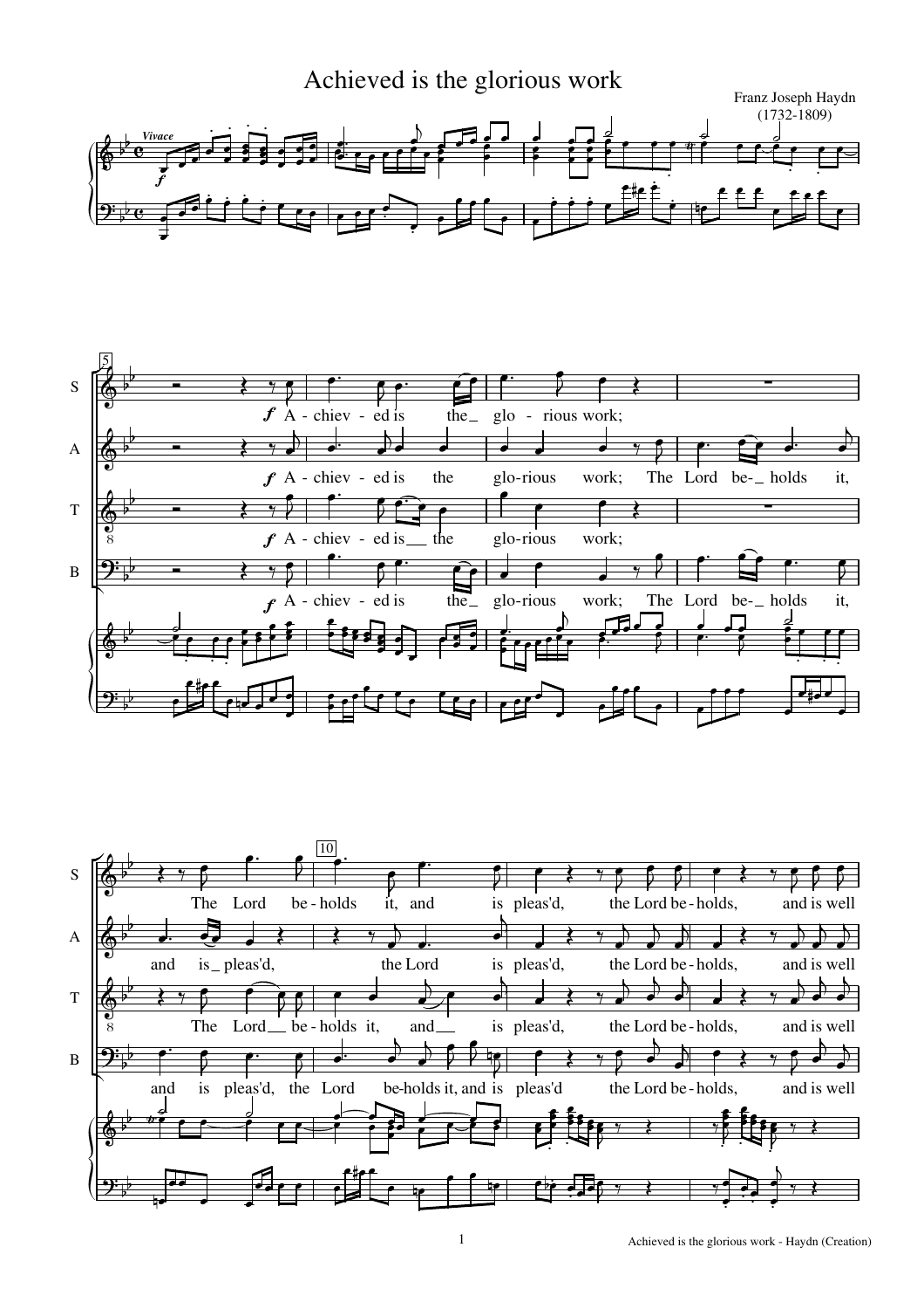# Achieved is the glorious work

Franz Joseph Haydn
(1732-1809)

*Vivace*

S: A - chiev - ed is the_ glo - rious work; The Lord be - holds it, and is pleas'd, the Lord be - holds, and is well

A: A - chiev - ed is the glo - rious work; The Lord be-_ holds it, and is_ pleas'd, the Lord is pleas'd, the Lord be - holds, and is well

T: A - chiev - ed is__ the glo - rious work; The Lord__ be - holds it, and__ is pleas'd, the Lord be - holds, and is well

B: A - chiev - ed is the_ glo - rious work; The Lord be-_ holds it, and is pleas'd, the Lord be-holds it, and is pleas'd the Lord be - holds, and is well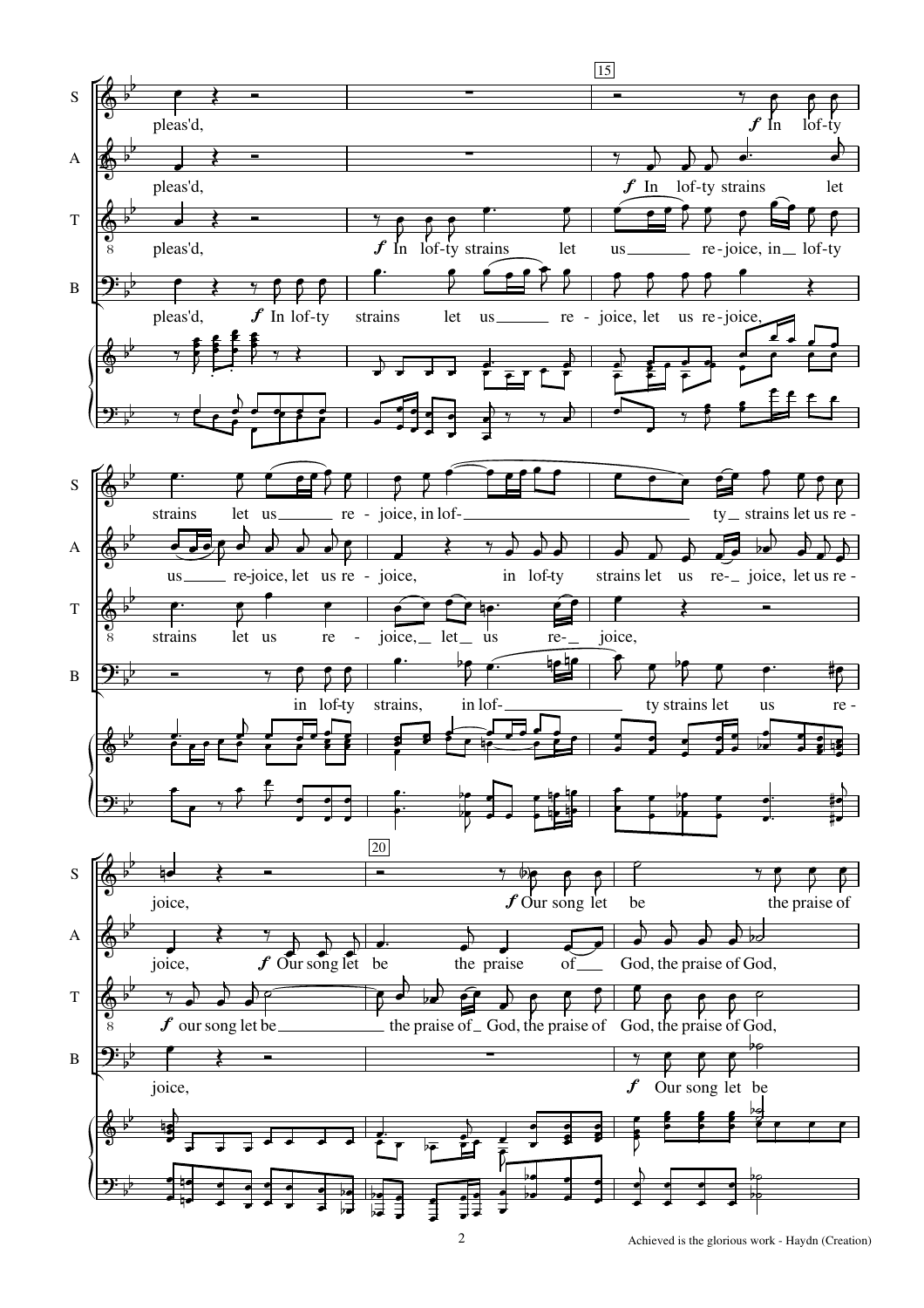**S:** pleas'd, *f* In lof-ty strains let us re - joice, in lof- ty strains let us re - joice, *f* Our song let be the praise of

**A:** pleas'd, *f* In lof-ty strains let us re-joice, let us re - joice, in lof-ty strains let us re- joice, let us re - joice, *f* Our song let be the praise of God, the praise of God, the praise of God,

**T:** pleas'd, *f* In lof-ty strains let us re-joice, in lof-ty strains let us re - joice, let us re- joice, *f* our song let be the praise of God, the praise of God, the praise of God,

**B:** pleas'd, *f* In lof-ty strains let us re - joice, let us re-joice, in lof-ty strains, in lof- ty strains let us re - joice, *f* Our song let be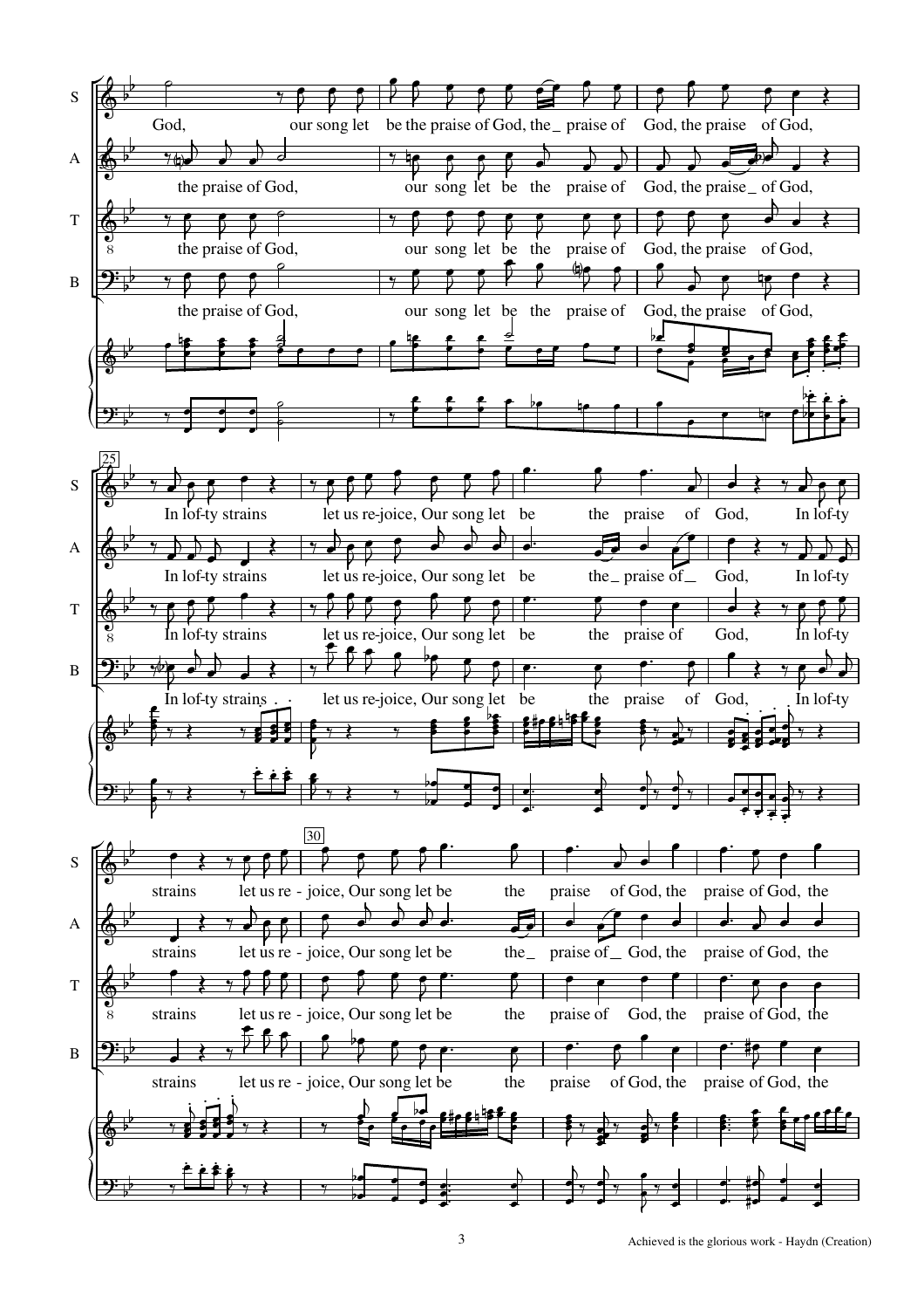S: God, our song let be the praise of God, the _ praise of God, the praise of God,

A: the praise of God, our song let be the praise of God, the praise _ of God,

T: the praise of God, our song let be the praise of God, the praise of God,

B: the praise of God, our song let be the praise of God, the praise of God,

25

S: In lof-ty strains let us re-joice, Our song let be the praise of God, In lof-ty

A: In lof-ty strains let us re-joice, Our song let be the _ praise of _ God, In lof-ty

T: In lof-ty strains let us re-joice, Our song let be the praise of God, In lof-ty

B: In lof-ty strains let us re-joice, Our song let be the praise of God, In lof-ty

30

S: strains let us re - joice, Our song let be the praise of God, the praise of God, the

A: strains let us re - joice, Our song let be the _ praise of _ God, the praise of God, the

T: strains let us re - joice, Our song let be the praise of God, the praise of God, the

B: strains let us re - joice, Our song let be the praise of God, the praise of God, the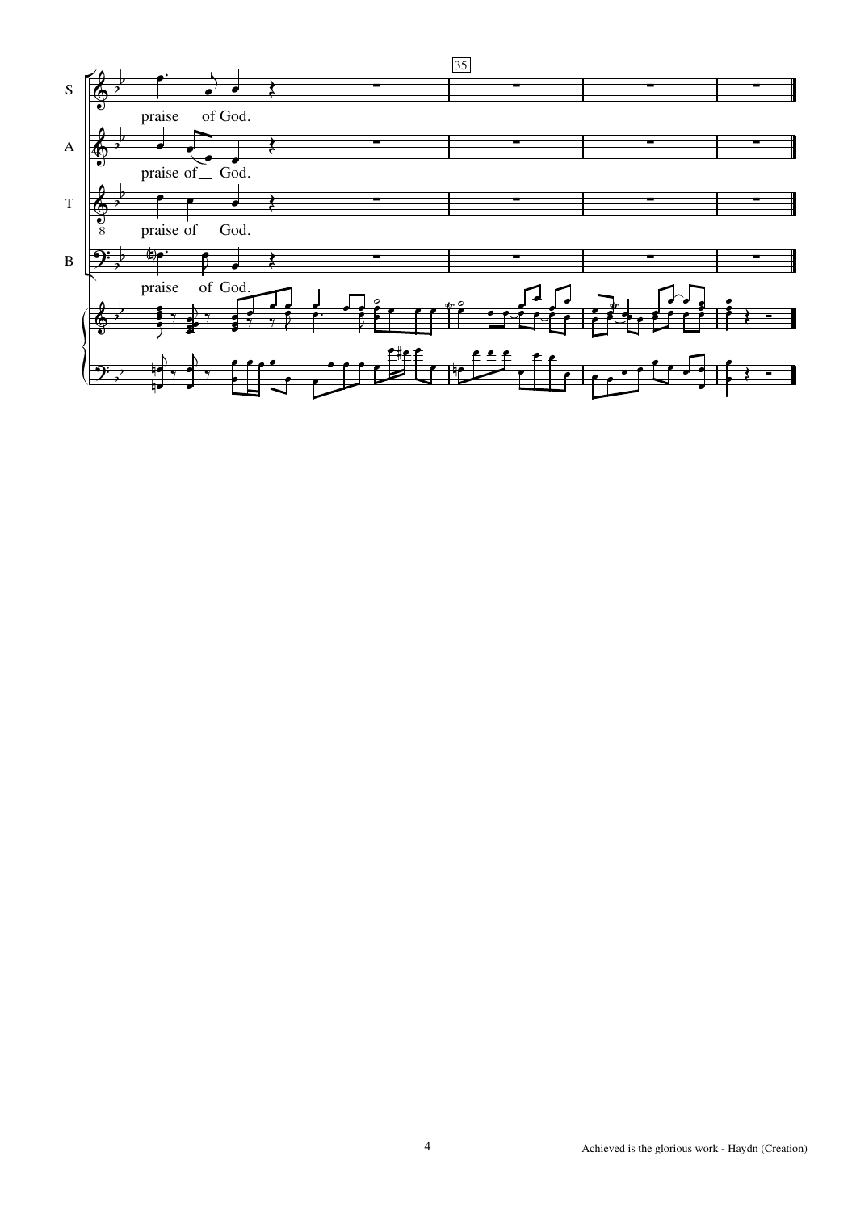S

praise of God.

A

praise of God.

T

praise of God.

B

praise of God.

35